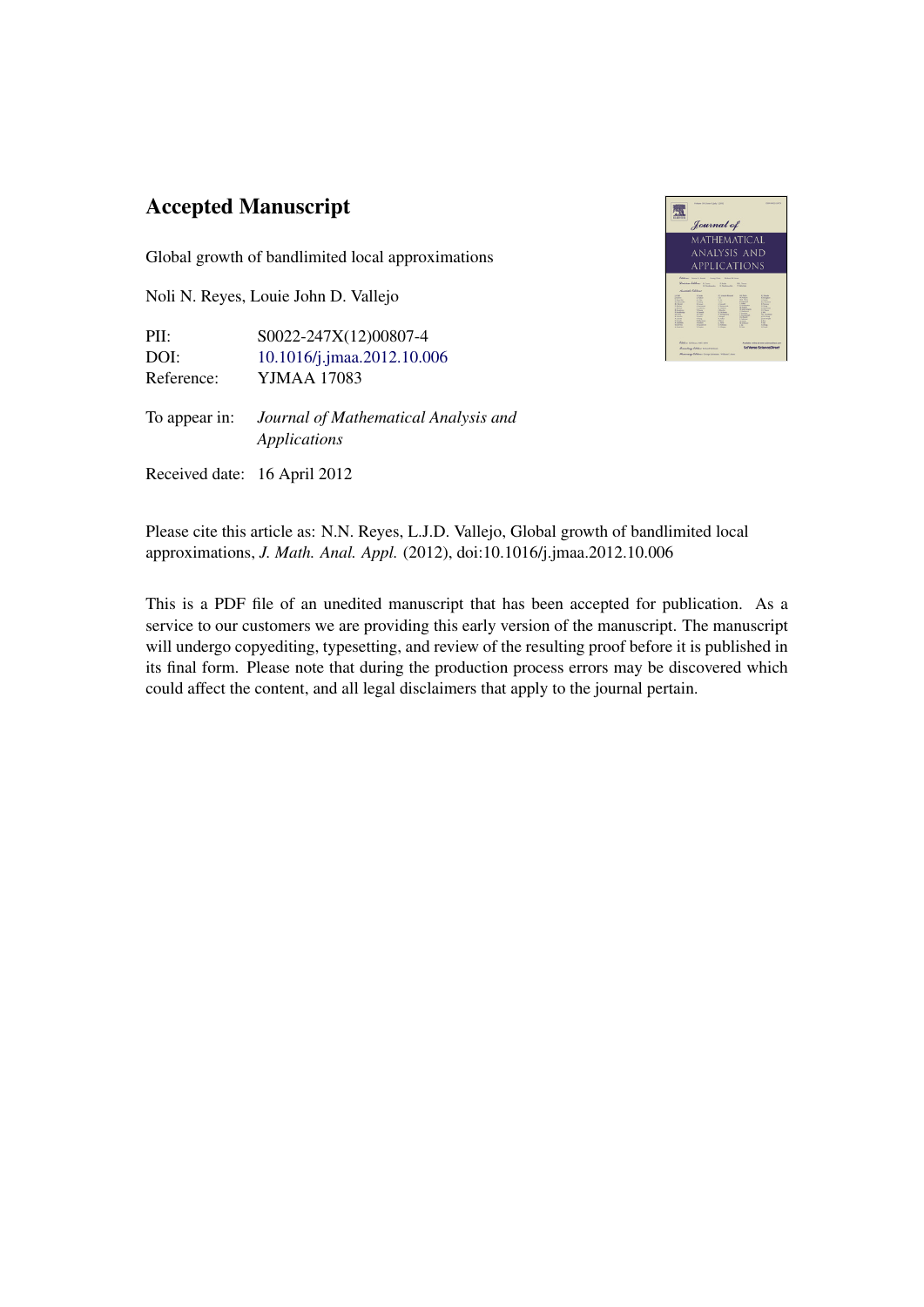# Accepted Manuscript

Global growth of bandlimited local approximations

Noli N. Reyes, Louie John D. Vallejo

| | |
|---|---|
| PII: | S0022-247X(12)00807-4 |
| DOI: | 10.1016/j.jmaa.2012.10.006 |
| Reference: | YJMAA 17083 |

To appear in: *Journal of Mathematical Analysis and Applications*

Received date: 16 April 2012

Please cite this article as: N.N. Reyes, L.J.D. Vallejo, Global growth of bandlimited local approximations, *J. Math. Anal. Appl.* (2012), doi:10.1016/j.jmaa.2012.10.006

This is a PDF file of an unedited manuscript that has been accepted for publication. As a service to our customers we are providing this early version of the manuscript. The manuscript will undergo copyediting, typesetting, and review of the resulting proof before it is published in its final form. Please note that during the production process errors may be discovered which could affect the content, and all legal disclaimers that apply to the journal pertain.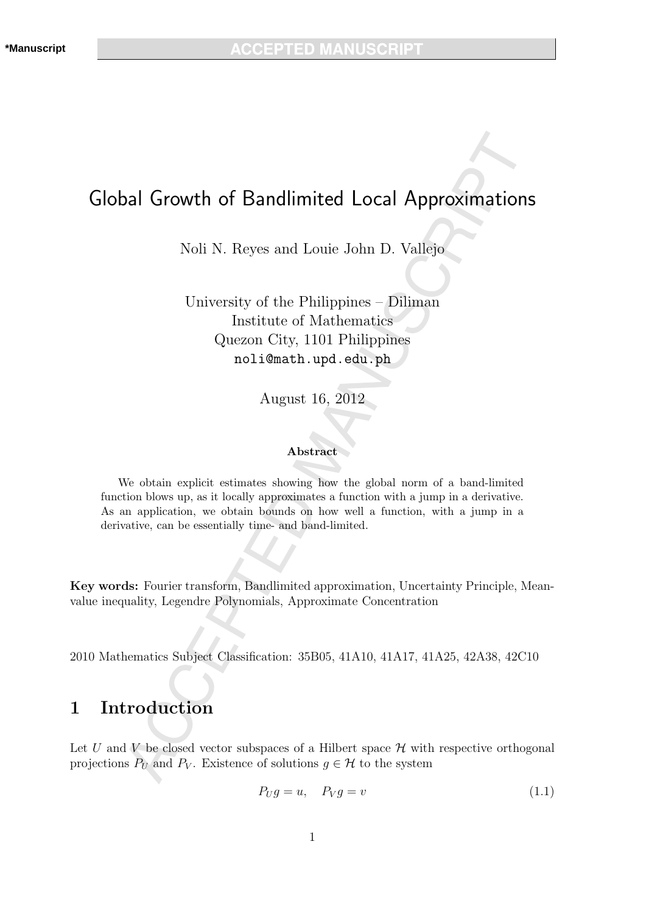# Global Growth of Bandlimited Local Approximations

Noli N. Reyes and Louie John D. Vallejo

University of the Philippines – Diliman
Institute of Mathematics
Quezon City, 1101 Philippines
noli@math.upd.edu.ph

August 16, 2012

**Abstract**

We obtain explicit estimates showing how the global norm of a band-limited function blows up, as it locally approximates a function with a jump in a derivative. As an application, we obtain bounds on how well a function, with a jump in a derivative, can be essentially time- and band-limited.

**Key words:** Fourier transform, Bandlimited approximation, Uncertainty Principle, Mean-value inequality, Legendre Polynomials, Approximate Concentration

2010 Mathematics Subject Classification: 35B05, 41A10, 41A17, 41A25, 42A38, 42C10

## 1 Introduction

Let $U$ and $V$ be closed vector subspaces of a Hilbert space $\mathcal{H}$ with respective orthogonal projections $P_U$ and $P_V$. Existence of solutions $g \in \mathcal{H}$ to the system

$$P_U g = u, \quad P_V g = v \tag{1.1}$$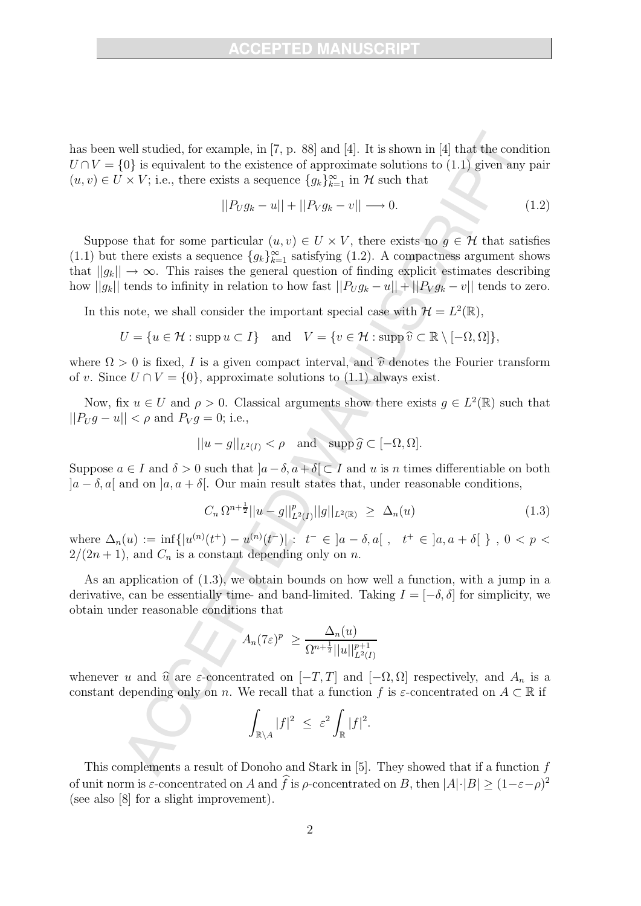has been well studied, for example, in [7, p. 88] and [4]. It is shown in [4] that the condition $U \cap V = \{0\}$ is equivalent to the existence of approximate solutions to (1.1) given any pair $(u, v) \in U \times V$; i.e., there exists a sequence $\{g_k\}_{k=1}^{\infty}$ in $\mathcal{H}$ such that

$$||P_U g_k - u|| + ||P_V g_k - v|| \longrightarrow 0. \tag{1.2}$$

Suppose that for some particular $(u, v) \in U \times V$, there exists no $g \in \mathcal{H}$ that satisfies (1.1) but there exists a sequence $\{g_k\}_{k=1}^{\infty}$ satisfying (1.2). A compactness argument shows that $||g_k|| \to \infty$. This raises the general question of finding explicit estimates describing how $||g_k||$ tends to infinity in relation to how fast $||P_U g_k - u|| + ||P_V g_k - v||$ tends to zero.

In this note, we shall consider the important special case with $\mathcal{H} = L^2(\mathbb{R})$,

$$U = \{u \in \mathcal{H} : \operatorname{supp} u \subset I\} \quad \text{and} \quad V = \{v \in \mathcal{H} : \operatorname{supp} \widehat{v} \subset \mathbb{R} \setminus [-\Omega, \Omega]\},$$

where $\Omega > 0$ is fixed, $I$ is a given compact interval, and $\widehat{v}$ denotes the Fourier transform of $v$. Since $U \cap V = \{0\}$, approximate solutions to (1.1) always exist.

Now, fix $u \in U$ and $\rho > 0$. Classical arguments show there exists $g \in L^2(\mathbb{R})$ such that $||P_U g - u|| < \rho$ and $P_V g = 0$; i.e.,

$$||u - g||_{L^2(I)} < \rho \quad \text{and} \quad \operatorname{supp} \widehat{g} \subset [-\Omega, \Omega].$$

Suppose $a \in I$ and $\delta > 0$ such that $]a - \delta, a + \delta[ \subset I$ and $u$ is $n$ times differentiable on both $]a - \delta, a[$ and on $]a, a + \delta[$. Our main result states that, under reasonable conditions,

$$C_n \, \Omega^{n+\frac{1}{2}} ||u - g||_{L^2(I)}^p ||g||_{L^2(\mathbb{R})} \;\geq\; \Delta_n(u) \tag{1.3}$$

where $\Delta_n(u) := \inf\{|u^{(n)}(t^+) - u^{(n)}(t^-)| : \; t^- \in \,]a - \delta, a[ \;, \;\; t^+ \in \,]a, a + \delta[ \;\}$ , $0 < p < 2/(2n + 1)$, and $C_n$ is a constant depending only on $n$.

As an application of (1.3), we obtain bounds on how well a function, with a jump in a derivative, can be essentially time- and band-limited. Taking $I = [-\delta, \delta]$ for simplicity, we obtain under reasonable conditions that

$$A_n (7\varepsilon)^p \;\geq \frac{\Delta_n(u)}{\Omega^{n+\frac{1}{2}} ||u||_{L^2(I)}^{p+1}}$$

whenever $u$ and $\widehat{u}$ are $\varepsilon$-concentrated on $[-T, T]$ and $[-\Omega, \Omega]$ respectively, and $A_n$ is a constant depending only on $n$. We recall that a function $f$ is $\varepsilon$-concentrated on $A \subset \mathbb{R}$ if

$$\int_{\mathbb{R} \setminus A} |f|^2 \;\leq\; \varepsilon^2 \int_{\mathbb{R}} |f|^2.$$

This complements a result of Donoho and Stark in [5]. They showed that if a function $f$ of unit norm is $\varepsilon$-concentrated on $A$ and $\widehat{f}$ is $\rho$-concentrated on $B$, then $|A| \cdot |B| \geq (1 - \varepsilon - \rho)^2$ (see also [8] for a slight improvement).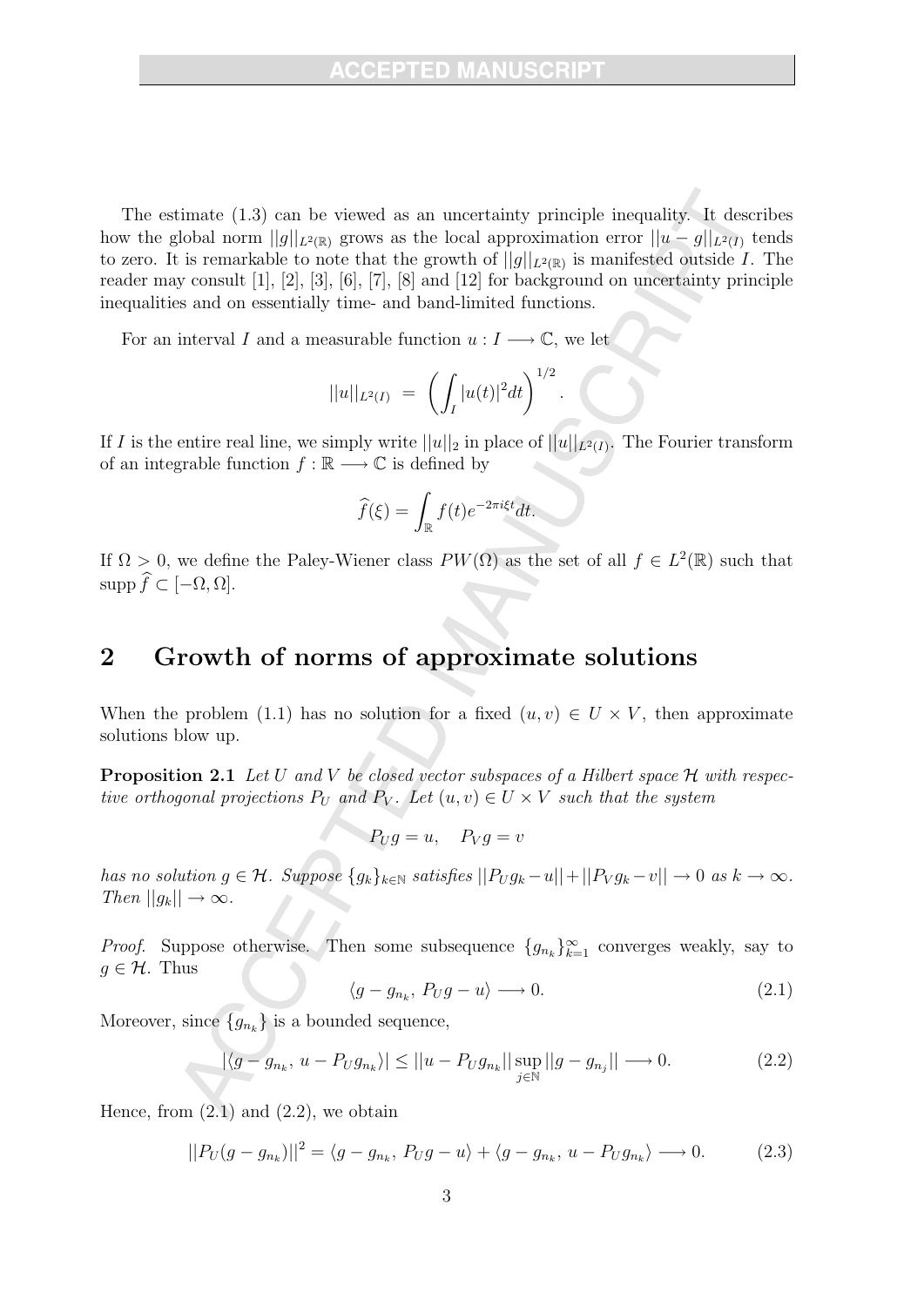The estimate (1.3) can be viewed as an uncertainty principle inequality. It describes how the global norm $||g||_{L^2(\mathbb{R})}$ grows as the local approximation error $||u - g||_{L^2(I)}$ tends to zero. It is remarkable to note that the growth of $||g||_{L^2(\mathbb{R})}$ is manifested outside $I$. The reader may consult [1], [2], [3], [6], [7], [8] and [12] for background on uncertainty principle inequalities and on essentially time- and band-limited functions.

For an interval $I$ and a measurable function $u : I \longrightarrow \mathbb{C}$, we let

$$||u||_{L^2(I)} \ = \ \left( \int_I |u(t)|^2 dt \right)^{1/2}.$$

If $I$ is the entire real line, we simply write $||u||_2$ in place of $||u||_{L^2(I)}$. The Fourier transform of an integrable function $f : \mathbb{R} \longrightarrow \mathbb{C}$ is defined by

$$\widehat{f}(\xi) = \int_{\mathbb{R}} f(t) e^{-2\pi i \xi t} dt.$$

If $\Omega > 0$, we define the Paley-Wiener class $PW(\Omega)$ as the set of all $f \in L^2(\mathbb{R})$ such that $\operatorname{supp} \widehat{f} \subset [-\Omega, \Omega]$.

## 2 Growth of norms of approximate solutions

When the problem (1.1) has no solution for a fixed $(u, v) \in U \times V$, then approximate solutions blow up.

**Proposition 2.1** *Let $U$ and $V$ be closed vector subspaces of a Hilbert space $\mathcal{H}$ with respective orthogonal projections $P_U$ and $P_V$. Let $(u, v) \in U \times V$ such that the system*

$$P_U g = u, \quad P_V g = v$$

*has no solution $g \in \mathcal{H}$. Suppose $\{g_k\}_{k \in \mathbb{N}}$ satisfies $||P_U g_k - u|| + ||P_V g_k - v|| \to 0$ as $k \to \infty$. Then $||g_k|| \to \infty$.*

*Proof.* Suppose otherwise. Then some subsequence $\{g_{n_k}\}_{k=1}^{\infty}$ converges weakly, say to $g \in \mathcal{H}$. Thus

$$\langle g - g_{n_k},\, P_U g - u \rangle \longrightarrow 0. \tag{2.1}$$

Moreover, since $\{g_{n_k}\}$ is a bounded sequence,

$$|\langle g - g_{n_k},\, u - P_U g_{n_k} \rangle| \leq ||u - P_U g_{n_k}|| \sup_{j \in \mathbb{N}} ||g - g_{n_j}|| \longrightarrow 0. \tag{2.2}$$

Hence, from (2.1) and (2.2), we obtain

$$||P_U (g - g_{n_k})||^2 = \langle g - g_{n_k},\, P_U g - u \rangle + \langle g - g_{n_k},\, u - P_U g_{n_k} \rangle \longrightarrow 0. \tag{2.3}$$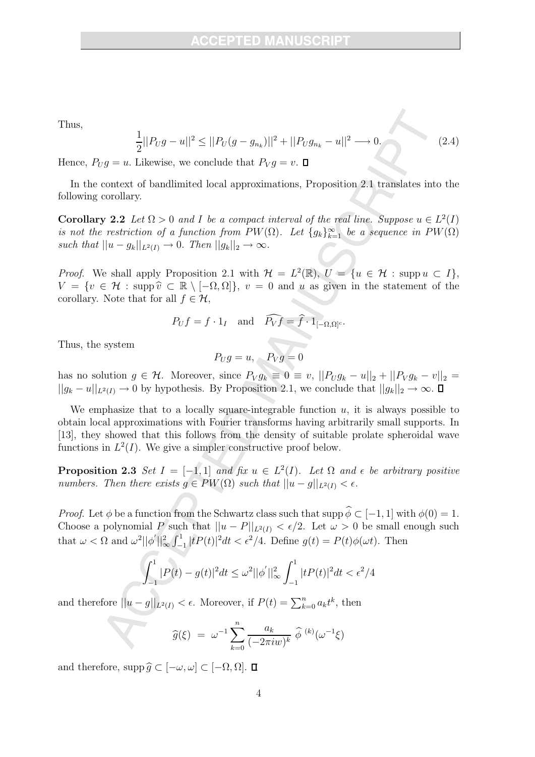Thus,

$$\frac{1}{2}||P_U g - u||^2 \leq ||P_U(g - g_{n_k})||^2 + ||P_U g_{n_k} - u||^2 \longrightarrow 0. \tag{2.4}$$

Hence, $P_U g = u$. Likewise, we conclude that $P_V g = v$. $\square$

In the context of bandlimited local approximations, Proposition 2.1 translates into the following corollary.

**Corollary 2.2** *Let $\Omega > 0$ and $I$ be a compact interval of the real line. Suppose $u \in L^2(I)$ is not the restriction of a function from $PW(\Omega)$. Let $\{g_k\}_{k=1}^{\infty}$ be a sequence in $PW(\Omega)$ such that $||u - g_k||_{L^2(I)} \to 0$. Then $||g_k||_2 \to \infty$.*

*Proof.* We shall apply Proposition 2.1 with $\mathcal{H} = L^2(\mathbb{R})$, $U = \{u \in \mathcal{H} : \operatorname{supp} u \subset I\}$, $V = \{v \in \mathcal{H} : \operatorname{supp} \widehat{v} \subset \mathbb{R} \setminus [-\Omega, \Omega]\}$, $v = 0$ and $u$ as given in the statement of the corollary. Note that for all $f \in \mathcal{H}$,

$$P_U f = f \cdot 1_I \quad \text{and} \quad \widehat{P_V f} = \widehat{f} \cdot 1_{[-\Omega,\Omega]^c}.$$

Thus, the system

$$P_U g = u, \quad P_V g = 0$$

has no solution $g \in \mathcal{H}$. Moreover, since $P_V g_k \equiv 0 \equiv v$, $||P_U g_k - u||_2 + ||P_V g_k - v||_2 = ||g_k - u||_{L^2(I)} \to 0$ by hypothesis. By Proposition 2.1, we conclude that $||g_k||_2 \to \infty$. $\square$

We emphasize that to a locally square-integrable function $u$, it is always possible to obtain local approximations with Fourier transforms having arbitrarily small supports. In [13], they showed that this follows from the density of suitable prolate spheroidal wave functions in $L^2(I)$. We give a simpler constructive proof below.

**Proposition 2.3** *Set $I = [-1, 1]$ and fix $u \in L^2(I)$. Let $\Omega$ and $\epsilon$ be arbitrary positive numbers. Then there exists $g \in PW(\Omega)$ such that $||u - g||_{L^2(I)} < \epsilon$.*

*Proof.* Let $\phi$ be a function from the Schwartz class such that $\operatorname{supp} \widehat{\phi} \subset [-1, 1]$ with $\phi(0) = 1$. Choose a polynomial $P$ such that $||u - P||_{L^2(I)} < \epsilon/2$. Let $\omega > 0$ be small enough such that $\omega < \Omega$ and $\omega^2 ||\phi'||_\infty^2 \int_{-1}^{1} |tP(t)|^2 dt < \epsilon^2/4$. Define $g(t) = P(t)\phi(\omega t)$. Then

$$\int_{-1}^{1} |P(t) - g(t)|^2 dt \leq \omega^2 ||\phi'||_\infty^2 \int_{-1}^{1} |tP(t)|^2 dt < \epsilon^2/4$$

and therefore $||u - g||_{L^2(I)} < \epsilon$. Moreover, if $P(t) = \sum_{k=0}^{n} a_k t^k$, then

$$\widehat{g}(\xi) \ = \ \omega^{-1} \sum_{k=0}^{n} \frac{a_k}{(-2\pi i w)^k} \ \widehat{\phi}^{\ (k)}(\omega^{-1}\xi)$$

and therefore, $\operatorname{supp} \widehat{g} \subset [-\omega, \omega] \subset [-\Omega, \Omega]$. $\square$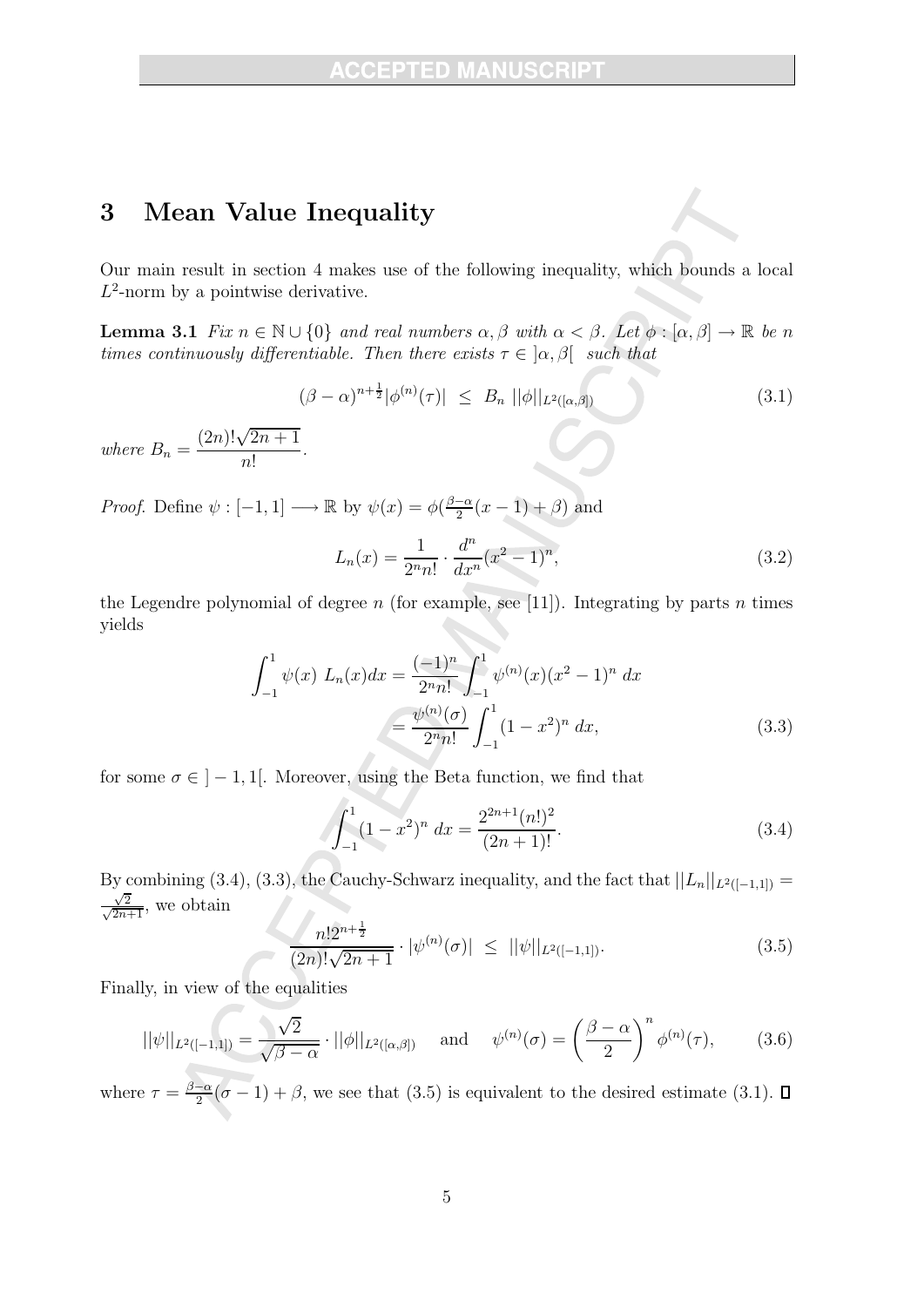## 3 Mean Value Inequality

Our main result in section 4 makes use of the following inequality, which bounds a local $L^2$-norm by a pointwise derivative.

**Lemma 3.1** *Fix $n \in \mathbb{N} \cup \{0\}$ and real numbers $\alpha, \beta$ with $\alpha < \beta$. Let $\phi : [\alpha, \beta] \to \mathbb{R}$ be $n$ times continuously differentiable. Then there exists $\tau \in ]\alpha, \beta[$ such that*

$$(\beta - \alpha)^{n+\frac{1}{2}} |\phi^{(n)}(\tau)| \;\leq\; B_n \; ||\phi||_{L^2([\alpha,\beta])} \tag{3.1}$$

*where $B_n = \dfrac{(2n)!\sqrt{2n+1}}{n!}$.*

*Proof.* Define $\psi : [-1, 1] \longrightarrow \mathbb{R}$ by $\psi(x) = \phi(\frac{\beta-\alpha}{2}(x-1) + \beta)$ and

$$L_n(x) = \frac{1}{2^n n!} \cdot \frac{d^n}{dx^n}(x^2 - 1)^n, \tag{3.2}$$

the Legendre polynomial of degree $n$ (for example, see [11]). Integrating by parts $n$ times yields

$$\begin{aligned} \int_{-1}^{1} \psi(x)\; L_n(x) dx &= \frac{(-1)^n}{2^n n!} \int_{-1}^{1} \psi^{(n)}(x)(x^2 - 1)^n \; dx \\ &= \frac{\psi^{(n)}(\sigma)}{2^n n!} \int_{-1}^{1} (1 - x^2)^n \; dx, \end{aligned} \tag{3.3}$$

for some $\sigma \in ]-1, 1[$. Moreover, using the Beta function, we find that

$$\int_{-1}^{1} (1 - x^2)^n \; dx = \frac{2^{2n+1}(n!)^2}{(2n+1)!}. \tag{3.4}$$

By combining (3.4), (3.3), the Cauchy-Schwarz inequality, and the fact that $||L_n||_{L^2([-1,1])} = \frac{\sqrt{2}}{\sqrt{2n+1}}$, we obtain

$$\frac{n! 2^{n+\frac{1}{2}}}{(2n)!\sqrt{2n+1}} \cdot |\psi^{(n)}(\sigma)| \;\leq\; ||\psi||_{L^2([-1,1])}. \tag{3.5}$$

Finally, in view of the equalities

$$||\psi||_{L^2([-1,1])} = \frac{\sqrt{2}}{\sqrt{\beta - \alpha}} \cdot ||\phi||_{L^2([\alpha,\beta])} \quad \text{ and } \quad \psi^{(n)}(\sigma) = \left(\frac{\beta - \alpha}{2}\right)^n \phi^{(n)}(\tau), \tag{3.6}$$

where $\tau = \frac{\beta-\alpha}{2}(\sigma - 1) + \beta$, we see that (3.5) is equivalent to the desired estimate (3.1). ∎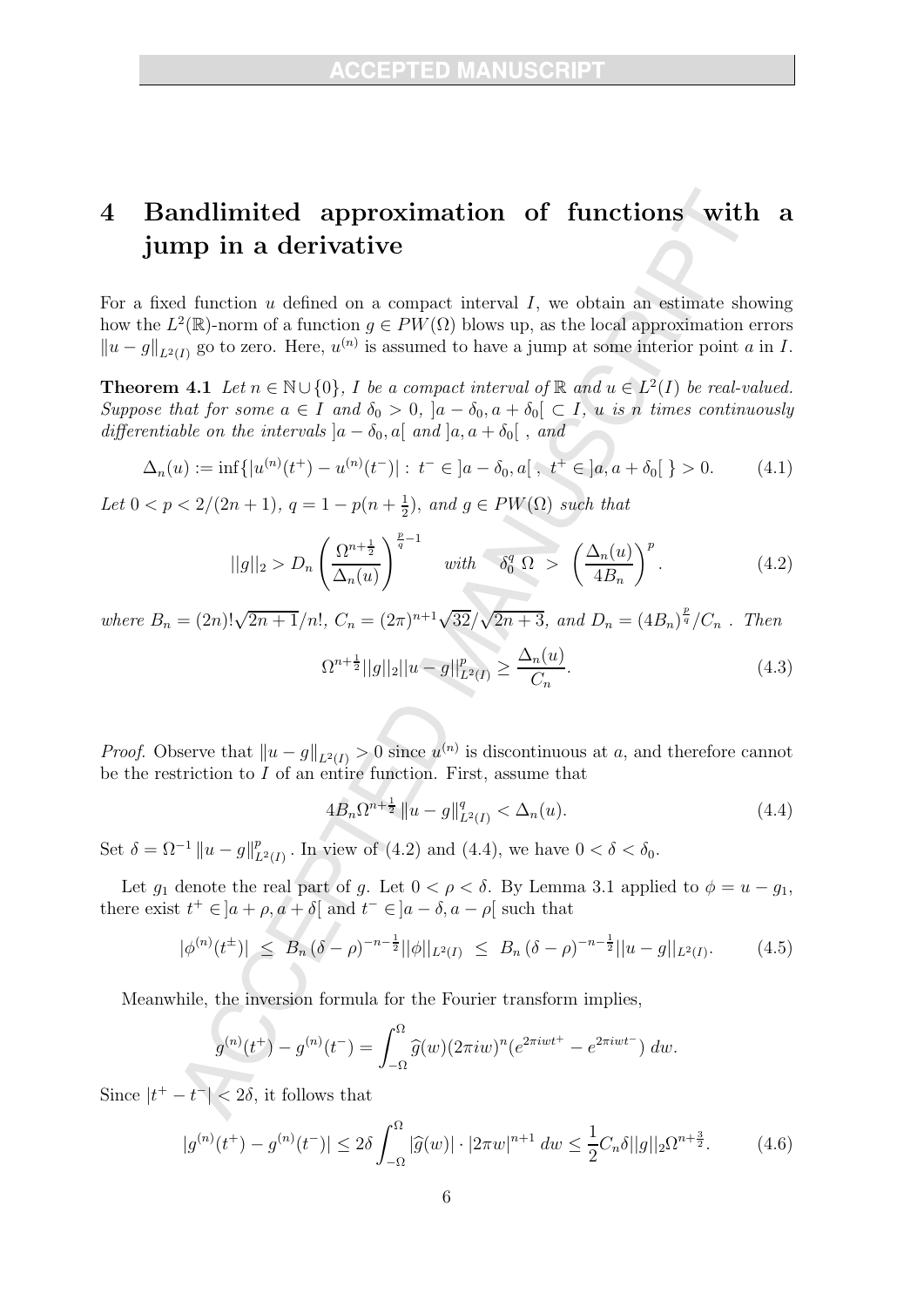# 4 Bandlimited approximation of functions with a jump in a derivative

For a fixed function $u$ defined on a compact interval $I$, we obtain an estimate showing how the $L^2(\mathbb{R})$-norm of a function $g \in PW(\Omega)$ blows up, as the local approximation errors $\|u - g\|_{L^2(I)}$ go to zero. Here, $u^{(n)}$ is assumed to have a jump at some interior point $a$ in $I$.

**Theorem 4.1** *Let $n \in \mathbb{N} \cup \{0\}$, $I$ be a compact interval of $\mathbb{R}$ and $u \in L^2(I)$ be real-valued. Suppose that for some $a \in I$ and $\delta_0 > 0$, $]a - \delta_0, a + \delta_0[ \subset I$, $u$ is $n$ times continuously differentiable on the intervals $]a - \delta_0, a[$ and $]a, a + \delta_0[$ , and*

$$\Delta_n(u) := \inf\{|u^{(n)}(t^+) - u^{(n)}(t^-)| : t^- \in ]a - \delta_0, a[ , \; t^+ \in ]a, a + \delta_0[ \} > 0. \tag{4.1}$$

*Let $0 < p < 2/(2n+1)$, $q = 1 - p(n + \frac{1}{2})$, and $g \in PW(\Omega)$ such that*

$$||g||_2 > D_n \left( \frac{\Omega^{n+\frac{1}{2}}}{\Delta_n(u)} \right)^{\frac{p}{q}-1} \quad \textit{with} \quad \delta_0^q \; \Omega \; > \; \left( \frac{\Delta_n(u)}{4B_n} \right)^p. \tag{4.2}$$

*where $B_n = (2n)!\sqrt{2n+1}/n!$, $C_n = (2\pi)^{n+1}\sqrt{32}/\sqrt{2n+3}$, and $D_n = (4B_n)^{\frac{p}{q}}/C_n$ . Then*

$$\Omega^{n+\frac{1}{2}} ||g||_2 ||u - g||^p_{L^2(I)} \geq \frac{\Delta_n(u)}{C_n}. \tag{4.3}$$

*Proof.* Observe that $\|u - g\|_{L^2(I)} > 0$ since $u^{(n)}$ is discontinuous at $a$, and therefore cannot be the restriction to $I$ of an entire function. First, assume that

$$4B_n \Omega^{n+\frac{1}{2}} \|u - g\|^q_{L^2(I)} < \Delta_n(u). \tag{4.4}$$

Set $\delta = \Omega^{-1} \|u - g\|^p_{L^2(I)}$ . In view of (4.2) and (4.4), we have $0 < \delta < \delta_0$.

Let $g_1$ denote the real part of $g$. Let $0 < \rho < \delta$. By Lemma 3.1 applied to $\phi = u - g_1$, there exist $t^+ \in ]a + \rho, a + \delta[$ and $t^- \in ]a - \delta, a - \rho[$ such that

$$|\phi^{(n)}(t^\pm)| \;\leq\; B_n \, (\delta - \rho)^{-n-\frac{1}{2}} ||\phi||_{L^2(I)} \;\leq\; B_n \, (\delta - \rho)^{-n-\frac{1}{2}} ||u - g||_{L^2(I)}. \tag{4.5}$$

Meanwhile, the inversion formula for the Fourier transform implies,

$$g^{(n)}(t^+) - g^{(n)}(t^-) = \int_{-\Omega}^{\Omega} \widehat{g}(w)(2\pi i w)^n (e^{2\pi i w t^+} - e^{2\pi i w t^-}) \; dw.$$

Since $|t^+ - t^-| < 2\delta$, it follows that

$$|g^{(n)}(t^+) - g^{(n)}(t^-)| \leq 2\delta \int_{-\Omega}^{\Omega} |\widehat{g}(w)| \cdot |2\pi w|^{n+1} \; dw \leq \frac{1}{2} C_n \delta ||g||_2 \Omega^{n+\frac{3}{2}}. \tag{4.6}$$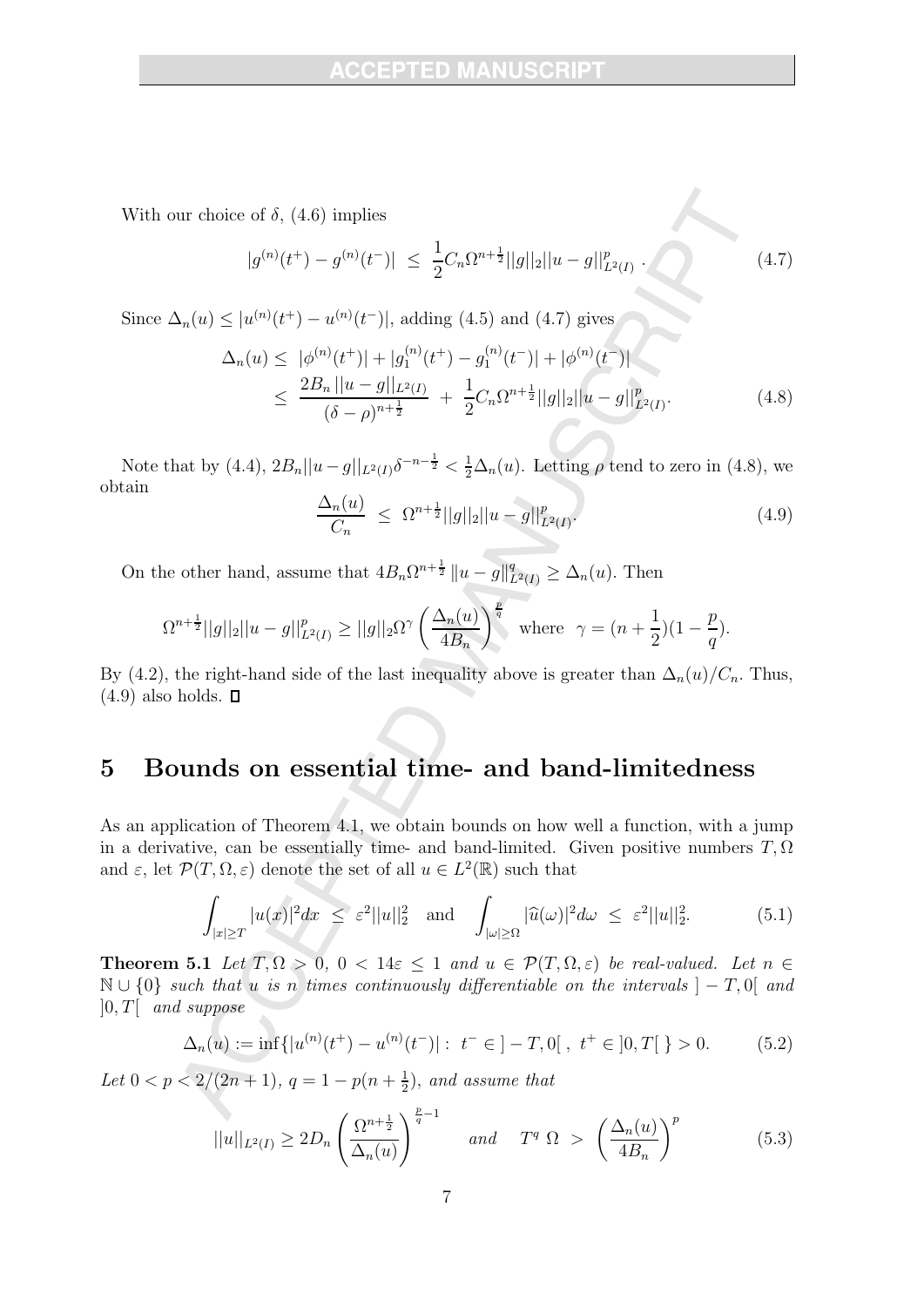With our choice of $\delta$, (4.6) implies

$$|g^{(n)}(t^+) - g^{(n)}(t^-)| \;\le\; \frac{1}{2}C_n\Omega^{n+\frac{1}{2}}||g||_2||u-g||^p_{L^2(I)}\,. \tag{4.7}$$

Since $\Delta_n(u) \le |u^{(n)}(t^+) - u^{(n)}(t^-)|$, adding (4.5) and (4.7) gives

$$\begin{aligned}\Delta_n(u) \le\; & |\phi^{(n)}(t^+)| + |g_1^{(n)}(t^+) - g_1^{(n)}(t^-)| + |\phi^{(n)}(t^-)| \\ \le\; & \frac{2B_n\,||u-g||_{L^2(I)}}{(\delta-\rho)^{n+\frac{1}{2}}} \;+\; \frac{1}{2}C_n\Omega^{n+\frac{1}{2}}||g||_2||u-g||^p_{L^2(I)}.\end{aligned} \tag{4.8}$$

Note that by (4.4), $2B_n||u-g||_{L^2(I)}\delta^{-n-\frac{1}{2}} < \frac{1}{2}\Delta_n(u)$. Letting $\rho$ tend to zero in (4.8), we obtain

$$\frac{\Delta_n(u)}{C_n} \;\le\; \Omega^{n+\frac{1}{2}}||g||_2||u-g||^p_{L^2(I)}. \tag{4.9}$$

On the other hand, assume that $4B_n\Omega^{n+\frac{1}{2}}\,\|u-g\|^q_{L^2(I)} \ge \Delta_n(u)$. Then

$$\Omega^{n+\frac{1}{2}}||g||_2||u-g||^p_{L^2(I)} \ge ||g||_2\Omega^{\gamma}\left(\frac{\Delta_n(u)}{4B_n}\right)^{\frac{p}{q}} \quad\text{where}\quad \gamma = (n+\frac{1}{2})(1-\frac{p}{q}).$$

By (4.2), the right-hand side of the last inequality above is greater than $\Delta_n(u)/C_n$. Thus, (4.9) also holds. ◻

## 5 Bounds on essential time- and band-limitedness

As an application of Theorem 4.1, we obtain bounds on how well a function, with a jump in a derivative, can be essentially time- and band-limited. Given positive numbers $T, \Omega$ and $\varepsilon$, let $\mathcal{P}(T,\Omega,\varepsilon)$ denote the set of all $u \in L^2(\mathbb{R})$ such that

$$\int_{|x|\ge T}|u(x)|^2dx \;\le\; \varepsilon^2||u||_2^2 \quad\text{and}\quad \int_{|\omega|\ge\Omega}|\widehat{u}(\omega)|^2d\omega \;\le\; \varepsilon^2||u||_2^2. \tag{5.1}$$

**Theorem 5.1** *Let $T,\Omega > 0$, $0 < 14\varepsilon \le 1$ and $u \in \mathcal{P}(T,\Omega,\varepsilon)$ be real-valued. Let $n \in \mathbb{N}\cup\{0\}$ such that $u$ is $n$ times continuously differentiable on the intervals $]-T,0[$ and $]0,T[$ and suppose*

$$\Delta_n(u) := \inf\{|u^{(n)}(t^+) - u^{(n)}(t^-)| :\; t^- \in\, ]-T,0[\,,\; t^+ \in\, ]0,T[\,\} > 0. \tag{5.2}$$

*Let $0 < p < 2/(2n+1)$, $q = 1 - p(n+\frac{1}{2})$, and assume that*

$$||u||_{L^2(I)} \ge 2D_n\left(\frac{\Omega^{n+\frac{1}{2}}}{\Delta_n(u)}\right)^{\frac{p}{q}-1} \quad\text{and}\quad T^q\;\Omega \;>\; \left(\frac{\Delta_n(u)}{4B_n}\right)^p \tag{5.3}$$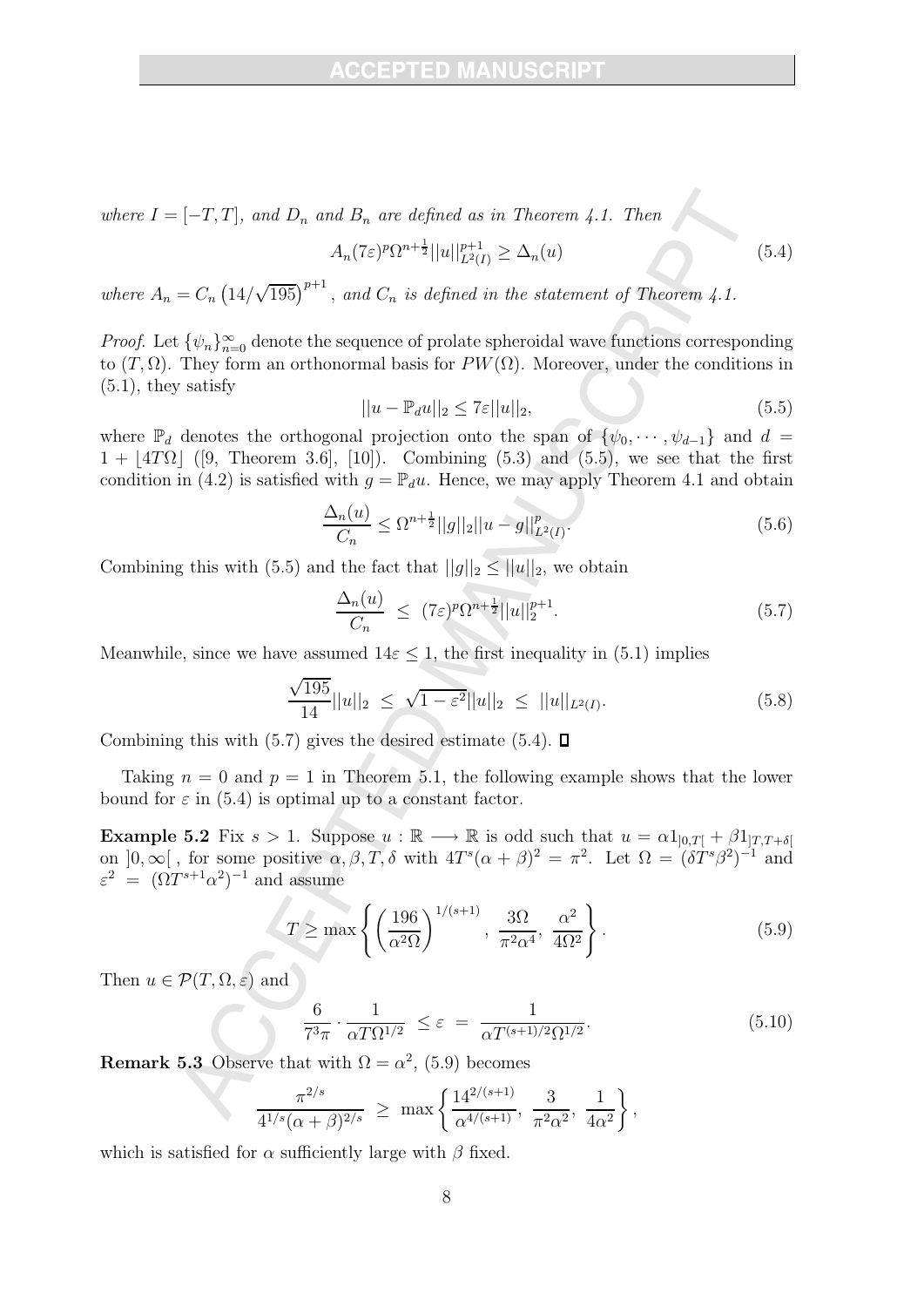*where $I = [-T, T]$, and $D_n$ and $B_n$ are defined as in Theorem 4.1. Then*

$$A_n(7\varepsilon)^p \Omega^{n+\frac{1}{2}} ||u||_{L^2(I)}^{p+1} \geq \Delta_n(u) \tag{5.4}$$

*where $A_n = C_n \left(14/\sqrt{195}\right)^{p+1}$, and $C_n$ is defined in the statement of Theorem 4.1.*

*Proof.* Let $\{\psi_n\}_{n=0}^{\infty}$ denote the sequence of prolate spheroidal wave functions corresponding to $(T, \Omega)$. They form an orthonormal basis for $PW(\Omega)$. Moreover, under the conditions in (5.1), they satisfy

$$||u - \mathbb{P}_d u||_2 \leq 7\varepsilon ||u||_2, \tag{5.5}$$

where $\mathbb{P}_d$ denotes the orthogonal projection onto the span of $\{\psi_0, \cdots, \psi_{d-1}\}$ and $d = 1 + \lfloor 4T\Omega \rfloor$ ([9, Theorem 3.6], [10]). Combining (5.3) and (5.5), we see that the first condition in (4.2) is satisfied with $g = \mathbb{P}_d u$. Hence, we may apply Theorem 4.1 and obtain

$$\frac{\Delta_n(u)}{C_n} \leq \Omega^{n+\frac{1}{2}} ||g||_2 ||u - g||_{L^2(I)}^p. \tag{5.6}$$

Combining this with (5.5) and the fact that $||g||_2 \leq ||u||_2$, we obtain

$$\frac{\Delta_n(u)}{C_n} \ \leq \ (7\varepsilon)^p \Omega^{n+\frac{1}{2}} ||u||_2^{p+1}. \tag{5.7}$$

Meanwhile, since we have assumed $14\varepsilon \leq 1$, the first inequality in (5.1) implies

$$\frac{\sqrt{195}}{14} ||u||_2 \ \leq \ \sqrt{1 - \varepsilon^2} ||u||_2 \ \leq \ ||u||_{L^2(I)}. \tag{5.8}$$

Combining this with (5.7) gives the desired estimate (5.4). ∎

Taking $n = 0$ and $p = 1$ in Theorem 5.1, the following example shows that the lower bound for $\varepsilon$ in (5.4) is optimal up to a constant factor.

**Example 5.2** Fix $s > 1$. Suppose $u : \mathbb{R} \longrightarrow \mathbb{R}$ is odd such that $u = \alpha 1_{]0,T[} + \beta 1_{]T,T+\delta[}$ on $]0, \infty[$ , for some positive $\alpha, \beta, T, \delta$ with $4T^s(\alpha + \beta)^2 = \pi^2$. Let $\Omega = (\delta T^s \beta^2)^{-1}$ and $\varepsilon^2 \ = \ (\Omega T^{s+1} \alpha^2)^{-1}$ and assume

$$T \geq \max\left\{ \left(\frac{196}{\alpha^2 \Omega}\right)^{1/(s+1)}, \ \frac{3\Omega}{\pi^2 \alpha^4}, \ \frac{\alpha^2}{4\Omega^2} \right\}. \tag{5.9}$$

Then $u \in \mathcal{P}(T, \Omega, \varepsilon)$ and

$$\frac{6}{7^3 \pi} \cdot \frac{1}{\alpha T \Omega^{1/2}} \ \leq \varepsilon \ = \ \frac{1}{\alpha T^{(s+1)/2} \Omega^{1/2}}. \tag{5.10}$$

**Remark 5.3** Observe that with $\Omega = \alpha^2$, (5.9) becomes

$$\frac{\pi^{2/s}}{4^{1/s}(\alpha + \beta)^{2/s}} \ \geq \ \max\left\{ \frac{14^{2/(s+1)}}{\alpha^{4/(s+1)}}, \ \frac{3}{\pi^2 \alpha^2}, \ \frac{1}{4\alpha^2} \right\},$$

which is satisfied for $\alpha$ sufficiently large with $\beta$ fixed.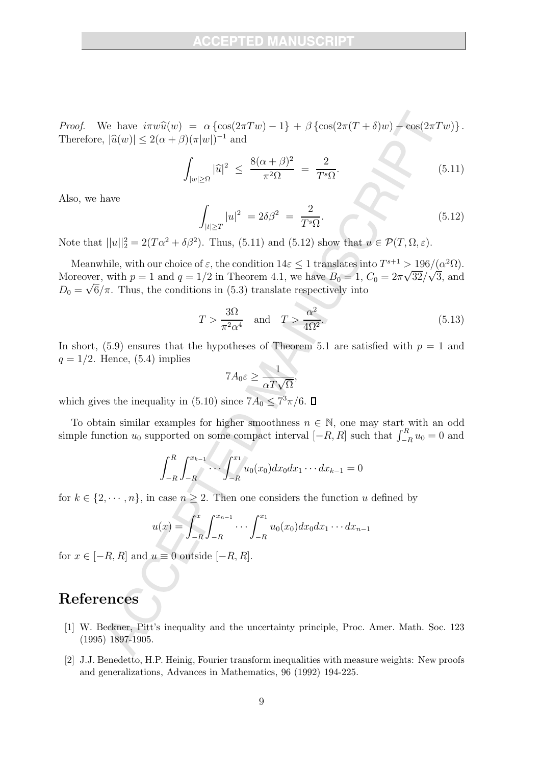*Proof.* We have $i\pi w \widehat{u}(w) = \alpha \{\cos(2\pi T w) - 1\} + \beta \{\cos(2\pi(T+\delta)w) - \cos(2\pi T w)\}$. Therefore, $|\widehat{u}(w)| \le 2(\alpha+\beta)(\pi|w|)^{-1}$ and

$$\int_{|w|\ge\Omega} |\widehat{u}|^2 \ \le\ \frac{8(\alpha+\beta)^2}{\pi^2\Omega} \ =\ \frac{2}{T^s\Omega}. \tag{5.11}$$

Also, we have

$$\int_{|t|\ge T} |u|^2 \ = 2\delta\beta^2 \ =\ \frac{2}{T^s\Omega}. \tag{5.12}$$

Note that $||u||_2^2 = 2(T\alpha^2 + \delta\beta^2)$. Thus, (5.11) and (5.12) show that $u \in \mathcal{P}(T,\Omega,\varepsilon)$.

Meanwhile, with our choice of $\varepsilon$, the condition $14\varepsilon \le 1$ translates into $T^{s+1} > 196/(\alpha^2\Omega)$. Moreover, with $p=1$ and $q=1/2$ in Theorem 4.1, we have $B_0 = 1$, $C_0 = 2\pi\sqrt{32}/\sqrt{3}$, and $D_0 = \sqrt{6}/\pi$. Thus, the conditions in (5.3) translate respectively into

$$T > \frac{3\Omega}{\pi^2\alpha^4} \quad \text{and} \quad T > \frac{\alpha^2}{4\Omega^2}. \tag{5.13}$$

In short, (5.9) ensures that the hypotheses of Theorem 5.1 are satisfied with $p=1$ and $q=1/2$. Hence, (5.4) implies

$$7A_0\varepsilon \ge \frac{1}{\alpha T\sqrt{\Omega}},$$

which gives the inequality in (5.10) since $7A_0 \le 7^3\pi/6$. □

To obtain similar examples for higher smoothness $n \in \mathbb{N}$, one may start with an odd simple function $u_0$ supported on some compact interval $[-R,R]$ such that $\int_{-R}^{R} u_0 = 0$ and

$$\int_{-R}^{R}\int_{-R}^{x_{k-1}}\cdots\int_{-R}^{x_1} u_0(x_0)dx_0dx_1\cdots dx_{k-1} = 0$$

for $k \in \{2,\cdots,n\}$, in case $n \ge 2$. Then one considers the function $u$ defined by

$$u(x) = \int_{-R}^{x}\int_{-R}^{x_{n-1}}\cdots\int_{-R}^{x_1} u_0(x_0)dx_0dx_1\cdots dx_{n-1}$$

for $x \in [-R,R]$ and $u \equiv 0$ outside $[-R,R]$.

# References

[1] W. Beckner, Pitt's inequality and the uncertainty principle, Proc. Amer. Math. Soc. 123 (1995) 1897-1905.

[2] J.J. Benedetto, H.P. Heinig, Fourier transform inequalities with measure weights: New proofs and generalizations, Advances in Mathematics, 96 (1992) 194-225.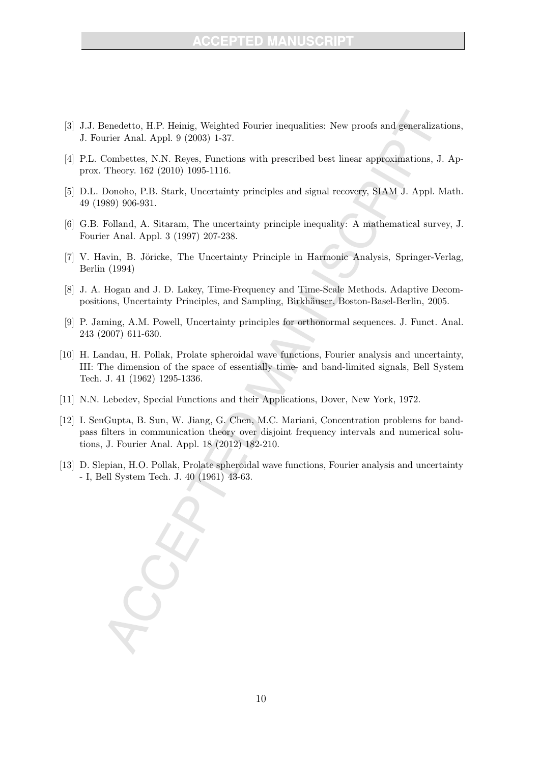[3] J.J. Benedetto, H.P. Heinig, Weighted Fourier inequalities: New proofs and generalizations, J. Fourier Anal. Appl. 9 (2003) 1-37.

[4] P.L. Combettes, N.N. Reyes, Functions with prescribed best linear approximations, J. Approx. Theory. 162 (2010) 1095-1116.

[5] D.L. Donoho, P.B. Stark, Uncertainty principles and signal recovery, SIAM J. Appl. Math. 49 (1989) 906-931.

[6] G.B. Folland, A. Sitaram, The uncertainty principle inequality: A mathematical survey, J. Fourier Anal. Appl. 3 (1997) 207-238.

[7] V. Havin, B. Jöricke, The Uncertainty Principle in Harmonic Analysis, Springer-Verlag, Berlin (1994)

[8] J. A. Hogan and J. D. Lakey, Time-Frequency and Time-Scale Methods. Adaptive Decompositions, Uncertainty Principles, and Sampling, Birkhäuser, Boston-Basel-Berlin, 2005.

[9] P. Jaming, A.M. Powell, Uncertainty principles for orthonormal sequences. J. Funct. Anal. 243 (2007) 611-630.

[10] H. Landau, H. Pollak, Prolate spheroidal wave functions, Fourier analysis and uncertainty, III: The dimension of the space of essentially time- and band-limited signals, Bell System Tech. J. 41 (1962) 1295-1336.

[11] N.N. Lebedev, Special Functions and their Applications, Dover, New York, 1972.

[12] I. SenGupta, B. Sun, W. Jiang, G. Chen, M.C. Mariani, Concentration problems for bandpass filters in communication theory over disjoint frequency intervals and numerical solutions, J. Fourier Anal. Appl. 18 (2012) 182-210.

[13] D. Slepian, H.O. Pollak, Prolate spheroidal wave functions, Fourier analysis and uncertainty - I, Bell System Tech. J. 40 (1961) 43-63.